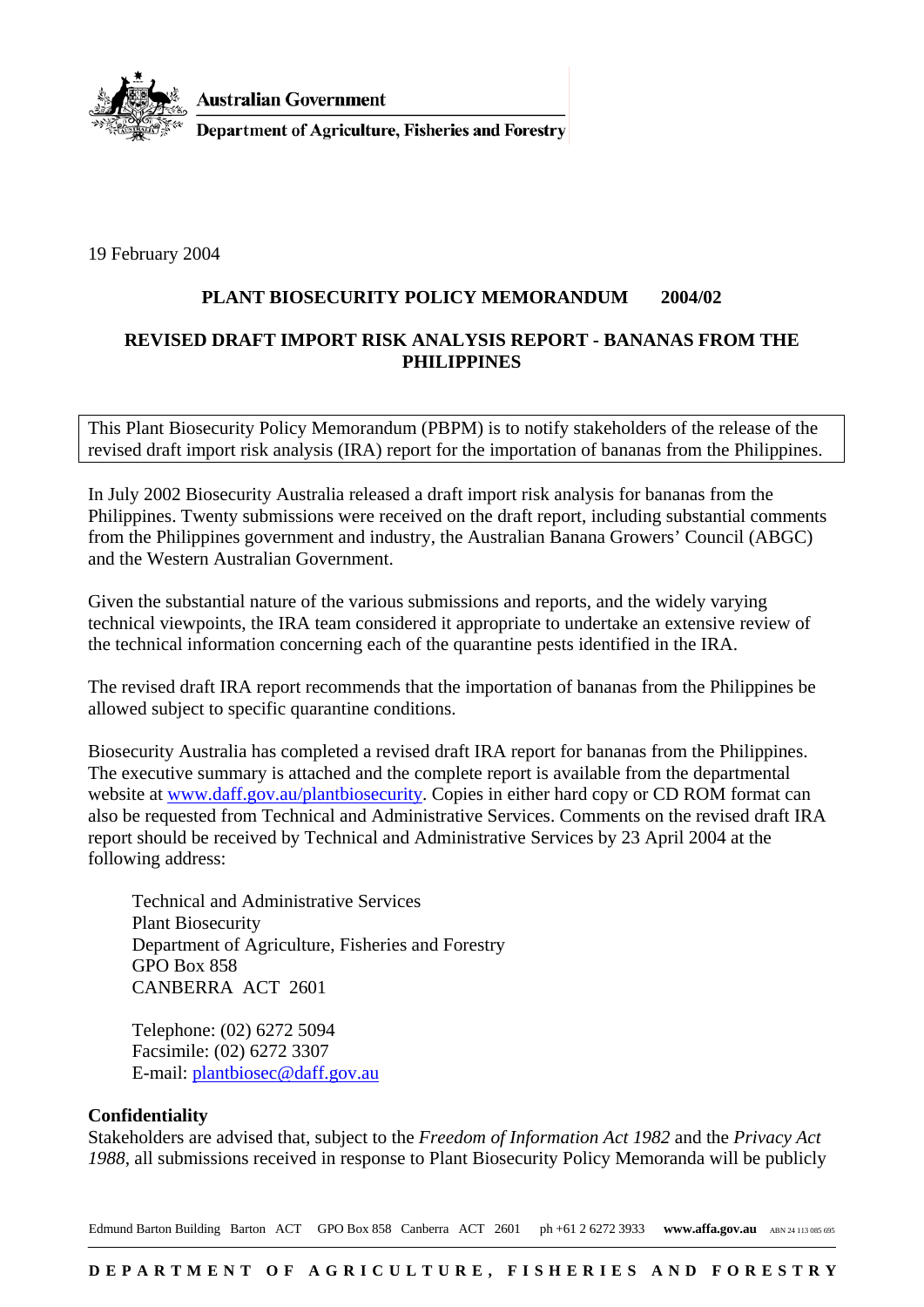Australian Government

Department of Agriculture, Fisheries and Forestry

19 February 2004

**PLANT BIOSECURITY POLICY MEMORANDUM 2004/02**

**REVISED DRAFT IMPORT RISK ANALYSIS REPORT - BANANAS FROM THE PHILIPPINES**

This Plant Biosecurity Policy Memorandum (PBPM) is to notify stakeholders of the release of the revised draft import risk analysis (IRA) report for the importation of bananas from the Philippines.

In July 2002 Biosecurity Australia released a draft import risk analysis for bananas from the Philippines. Twenty submissions were received on the draft report, including substantial comments from the Philippines government and industry, the Australian Banana Growers' Council (ABGC) and the Western Australian Government.

Given the substantial nature of the various submissions and reports, and the widely varying technical viewpoints, the IRA team considered it appropriate to undertake an extensive review of the technical information concerning each of the quarantine pests identified in the IRA.

The revised draft IRA report recommends that the importation of bananas from the Philippines be allowed subject to specific quarantine conditions.

Biosecurity Australia has completed a revised draft IRA report for bananas from the Philippines. The executive summary is attached and the complete report is available from the departmental website at www.daff.gov.au/plantbiosecurity. Copies in either hard copy or CD ROM format can also be requested from Technical and Administrative Services. Comments on the revised draft IRA report should be received by Technical and Administrative Services by 23 April 2004 at the following address:

Technical and Administrative Services
Plant Biosecurity
Department of Agriculture, Fisheries and Forestry
GPO Box 858
CANBERRA ACT 2601

Telephone: (02) 6272 5094
Facsimile: (02) 6272 3307
E-mail: plantbiosec@daff.gov.au

**Confidentiality**

Stakeholders are advised that, subject to the *Freedom of Information Act 1982* and the *Privacy Act 1988*, all submissions received in response to Plant Biosecurity Policy Memoranda will be publicly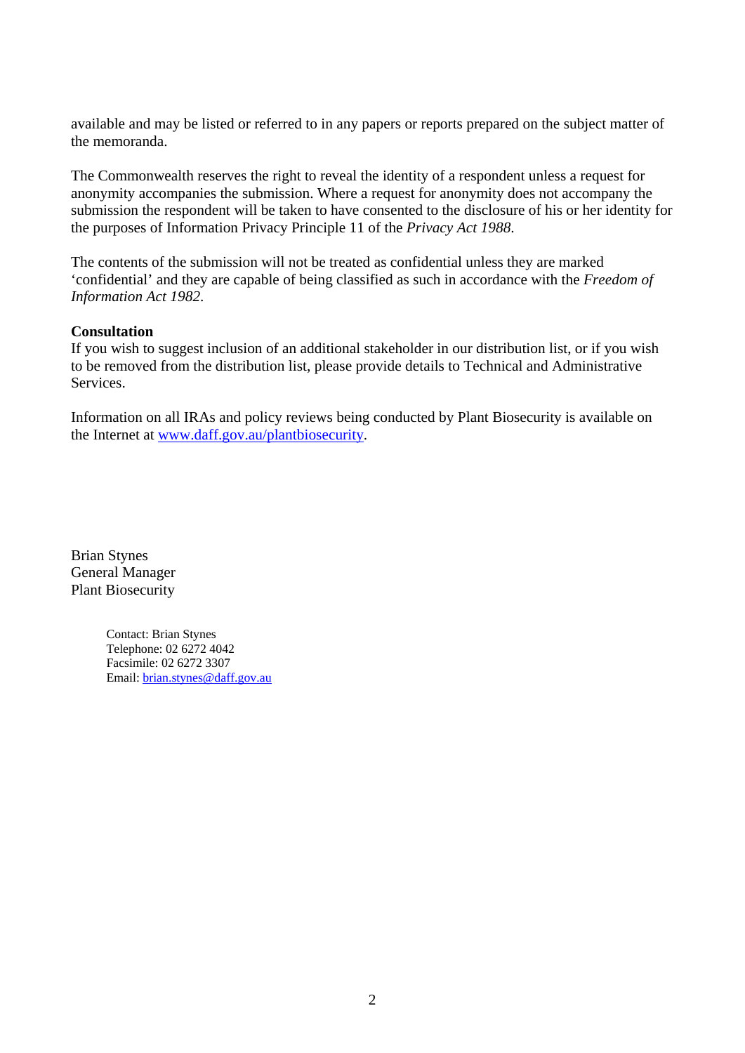available and may be listed or referred to in any papers or reports prepared on the subject matter of the memoranda.

The Commonwealth reserves the right to reveal the identity of a respondent unless a request for anonymity accompanies the submission. Where a request for anonymity does not accompany the submission the respondent will be taken to have consented to the disclosure of his or her identity for the purposes of Information Privacy Principle 11 of the *Privacy Act 1988*.

The contents of the submission will not be treated as confidential unless they are marked ‘confidential’ and they are capable of being classified as such in accordance with the *Freedom of Information Act 1982*.

**Consultation**
If you wish to suggest inclusion of an additional stakeholder in our distribution list, or if you wish to be removed from the distribution list, please provide details to Technical and Administrative Services.

Information on all IRAs and policy reviews being conducted by Plant Biosecurity is available on the Internet at [www.daff.gov.au/plantbiosecurity](www.daff.gov.au/plantbiosecurity).

Brian Stynes
General Manager
Plant Biosecurity

Contact: Brian Stynes
Telephone: 02 6272 4042
Facsimile: 02 6272 3307
Email: [brian.stynes@daff.gov.au](mailto:brian.stynes@daff.gov.au)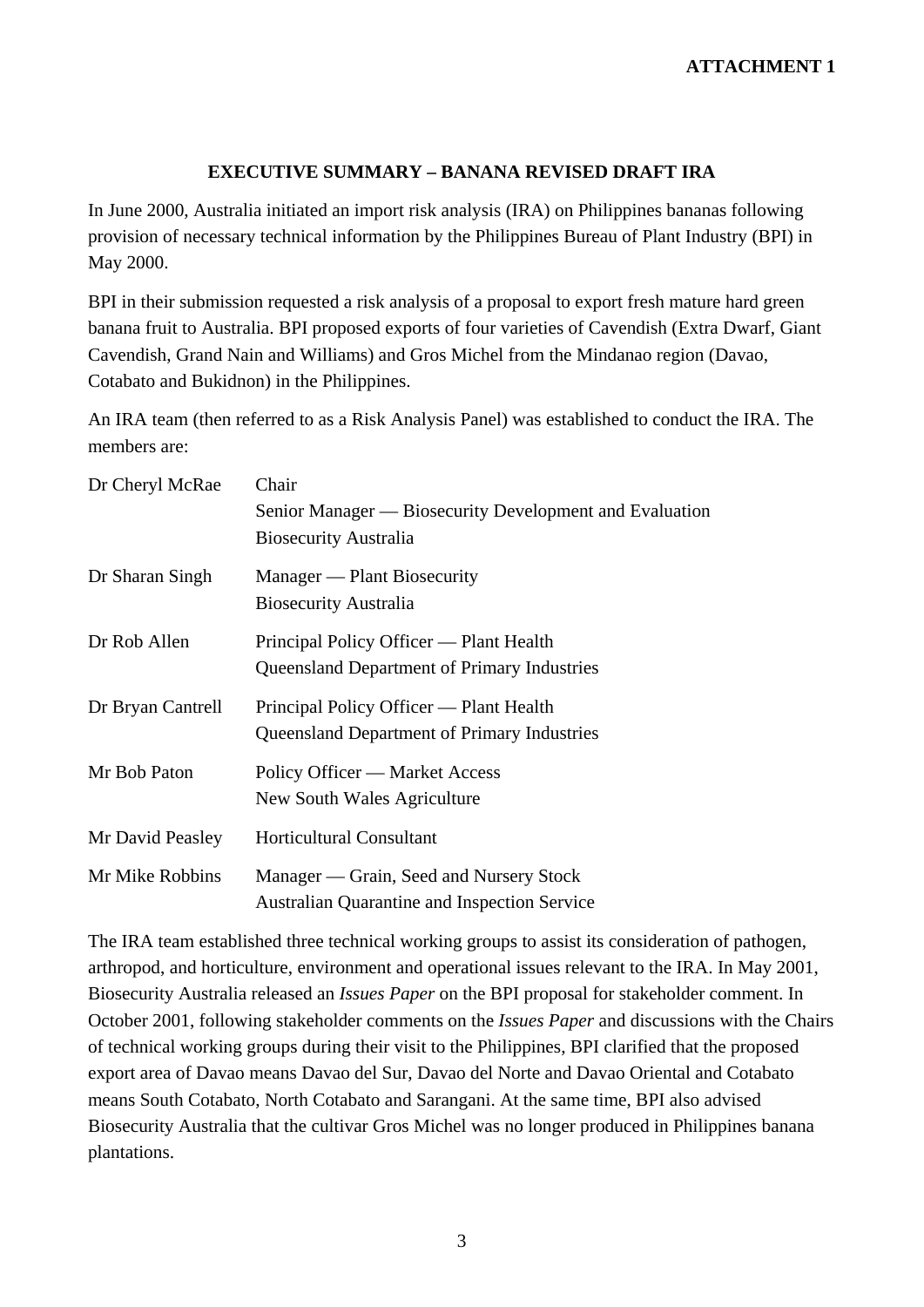**ATTACHMENT 1**

## EXECUTIVE SUMMARY – BANANA REVISED DRAFT IRA

In June 2000, Australia initiated an import risk analysis (IRA) on Philippines bananas following provision of necessary technical information by the Philippines Bureau of Plant Industry (BPI) in May 2000.

BPI in their submission requested a risk analysis of a proposal to export fresh mature hard green banana fruit to Australia. BPI proposed exports of four varieties of Cavendish (Extra Dwarf, Giant Cavendish, Grand Nain and Williams) and Gros Michel from the Mindanao region (Davao, Cotabato and Bukidnon) in the Philippines.

An IRA team (then referred to as a Risk Analysis Panel) was established to conduct the IRA. The members are:

| | |
|---|---|
| Dr Cheryl McRae | Chair<br>Senior Manager — Biosecurity Development and Evaluation<br>Biosecurity Australia |
| Dr Sharan Singh | Manager — Plant Biosecurity<br>Biosecurity Australia |
| Dr Rob Allen | Principal Policy Officer — Plant Health<br>Queensland Department of Primary Industries |
| Dr Bryan Cantrell | Principal Policy Officer — Plant Health<br>Queensland Department of Primary Industries |
| Mr Bob Paton | Policy Officer — Market Access<br>New South Wales Agriculture |
| Mr David Peasley | Horticultural Consultant |
| Mr Mike Robbins | Manager — Grain, Seed and Nursery Stock<br>Australian Quarantine and Inspection Service |

The IRA team established three technical working groups to assist its consideration of pathogen, arthropod, and horticulture, environment and operational issues relevant to the IRA. In May 2001, Biosecurity Australia released an *Issues Paper* on the BPI proposal for stakeholder comment. In October 2001, following stakeholder comments on the *Issues Paper* and discussions with the Chairs of technical working groups during their visit to the Philippines, BPI clarified that the proposed export area of Davao means Davao del Sur, Davao del Norte and Davao Oriental and Cotabato means South Cotabato, North Cotabato and Sarangani. At the same time, BPI also advised Biosecurity Australia that the cultivar Gros Michel was no longer produced in Philippines banana plantations.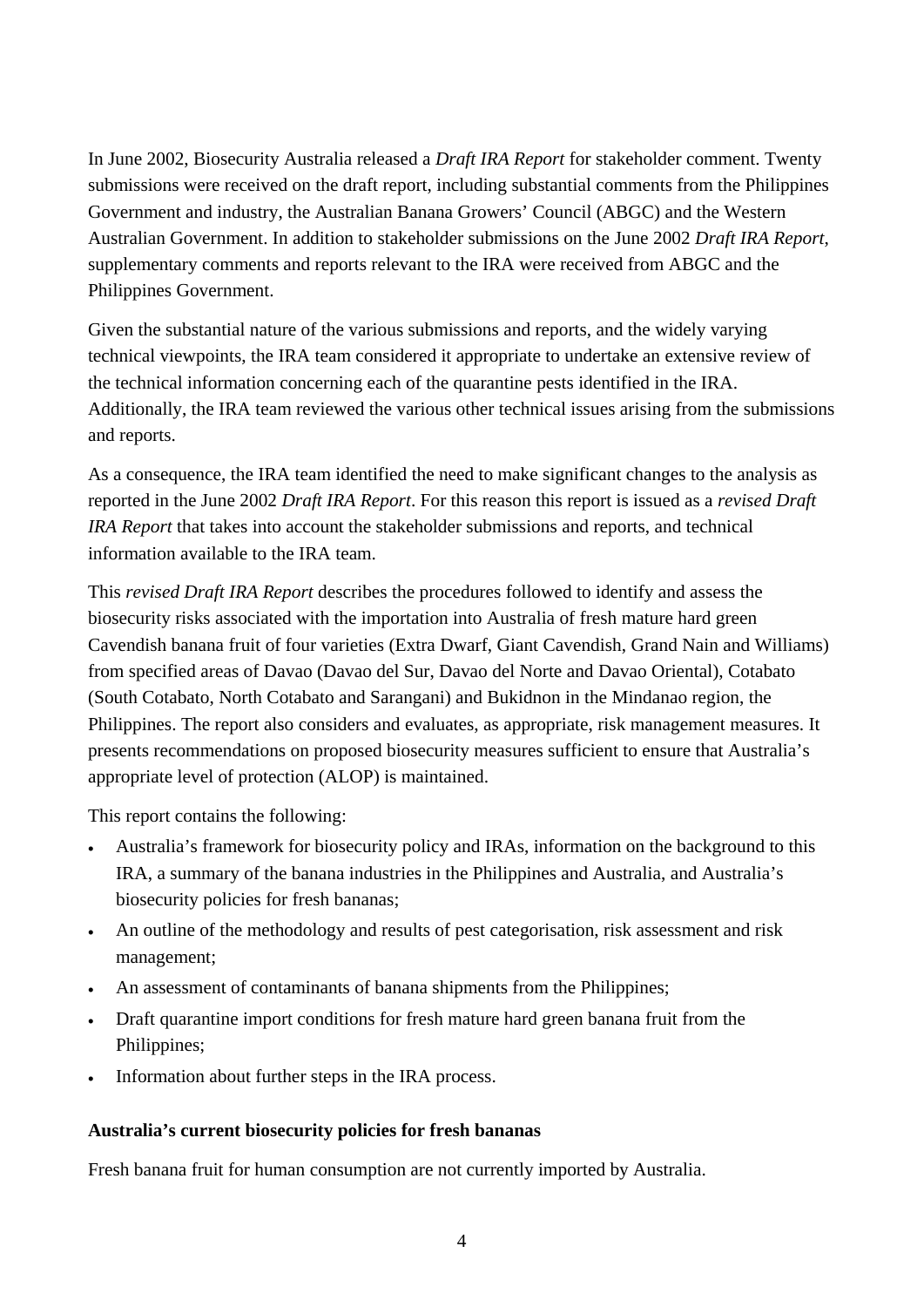In June 2002, Biosecurity Australia released a *Draft IRA Report* for stakeholder comment. Twenty submissions were received on the draft report, including substantial comments from the Philippines Government and industry, the Australian Banana Growers' Council (ABGC) and the Western Australian Government. In addition to stakeholder submissions on the June 2002 *Draft IRA Report*, supplementary comments and reports relevant to the IRA were received from ABGC and the Philippines Government.

Given the substantial nature of the various submissions and reports, and the widely varying technical viewpoints, the IRA team considered it appropriate to undertake an extensive review of the technical information concerning each of the quarantine pests identified in the IRA. Additionally, the IRA team reviewed the various other technical issues arising from the submissions and reports.

As a consequence, the IRA team identified the need to make significant changes to the analysis as reported in the June 2002 *Draft IRA Report*. For this reason this report is issued as a *revised Draft IRA Report* that takes into account the stakeholder submissions and reports, and technical information available to the IRA team.

This *revised Draft IRA Report* describes the procedures followed to identify and assess the biosecurity risks associated with the importation into Australia of fresh mature hard green Cavendish banana fruit of four varieties (Extra Dwarf, Giant Cavendish, Grand Nain and Williams) from specified areas of Davao (Davao del Sur, Davao del Norte and Davao Oriental), Cotabato (South Cotabato, North Cotabato and Sarangani) and Bukidnon in the Mindanao region, the Philippines. The report also considers and evaluates, as appropriate, risk management measures. It presents recommendations on proposed biosecurity measures sufficient to ensure that Australia's appropriate level of protection (ALOP) is maintained.

This report contains the following:

- Australia's framework for biosecurity policy and IRAs, information on the background to this IRA, a summary of the banana industries in the Philippines and Australia, and Australia's biosecurity policies for fresh bananas;
- An outline of the methodology and results of pest categorisation, risk assessment and risk management;
- An assessment of contaminants of banana shipments from the Philippines;
- Draft quarantine import conditions for fresh mature hard green banana fruit from the Philippines;
- Information about further steps in the IRA process.

**Australia's current biosecurity policies for fresh bananas**

Fresh banana fruit for human consumption are not currently imported by Australia.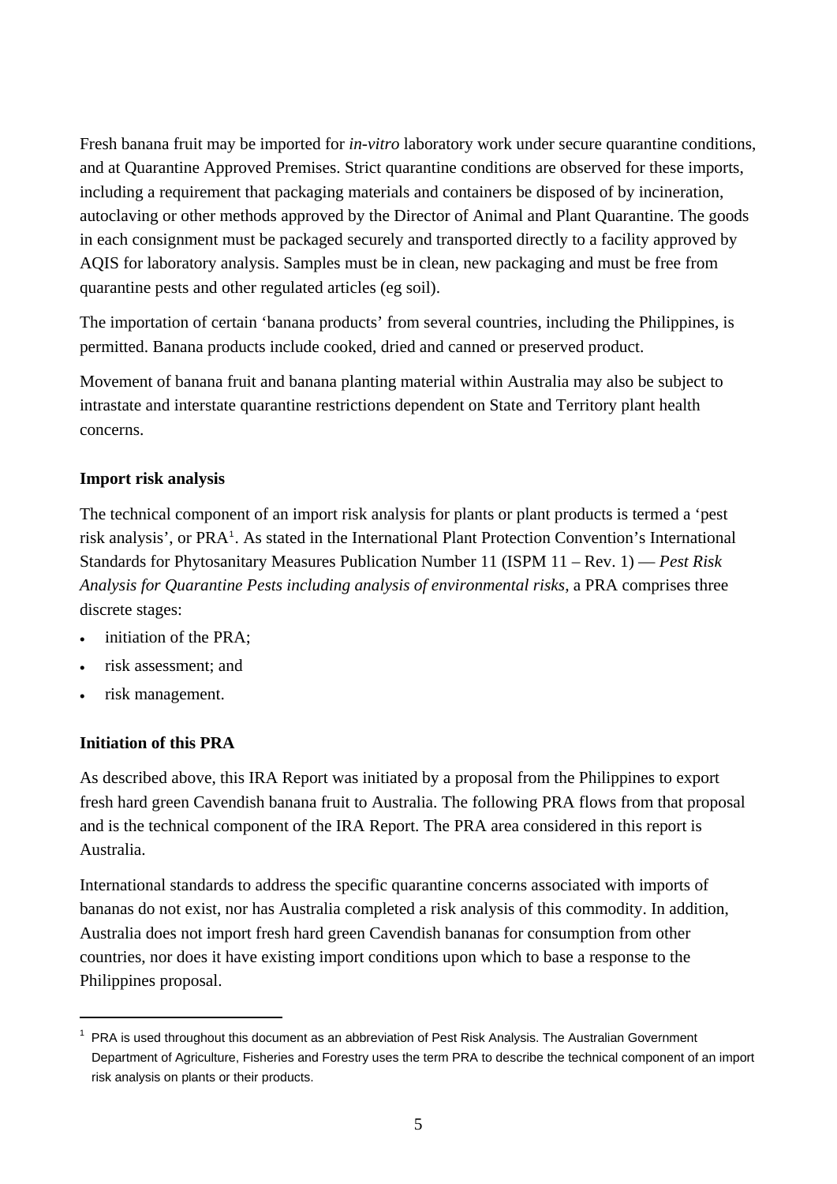Fresh banana fruit may be imported for *in-vitro* laboratory work under secure quarantine conditions, and at Quarantine Approved Premises. Strict quarantine conditions are observed for these imports, including a requirement that packaging materials and containers be disposed of by incineration, autoclaving or other methods approved by the Director of Animal and Plant Quarantine. The goods in each consignment must be packaged securely and transported directly to a facility approved by AQIS for laboratory analysis. Samples must be in clean, new packaging and must be free from quarantine pests and other regulated articles (eg soil).

The importation of certain 'banana products' from several countries, including the Philippines, is permitted. Banana products include cooked, dried and canned or preserved product.

Movement of banana fruit and banana planting material within Australia may also be subject to intrastate and interstate quarantine restrictions dependent on State and Territory plant health concerns.

**Import risk analysis**

The technical component of an import risk analysis for plants or plant products is termed a 'pest risk analysis', or PRA[1]. As stated in the International Plant Protection Convention's International Standards for Phytosanitary Measures Publication Number 11 (ISPM 11 – Rev. 1) — *Pest Risk Analysis for Quarantine Pests including analysis of environmental risks*, a PRA comprises three discrete stages:

- initiation of the PRA;
- risk assessment; and
- risk management.

**Initiation of this PRA**

As described above, this IRA Report was initiated by a proposal from the Philippines to export fresh hard green Cavendish banana fruit to Australia. The following PRA flows from that proposal and is the technical component of the IRA Report. The PRA area considered in this report is Australia.

International standards to address the specific quarantine concerns associated with imports of bananas do not exist, nor has Australia completed a risk analysis of this commodity. In addition, Australia does not import fresh hard green Cavendish bananas for consumption from other countries, nor does it have existing import conditions upon which to base a response to the Philippines proposal.

---

[1] PRA is used throughout this document as an abbreviation of Pest Risk Analysis. The Australian Government Department of Agriculture, Fisheries and Forestry uses the term PRA to describe the technical component of an import risk analysis on plants or their products.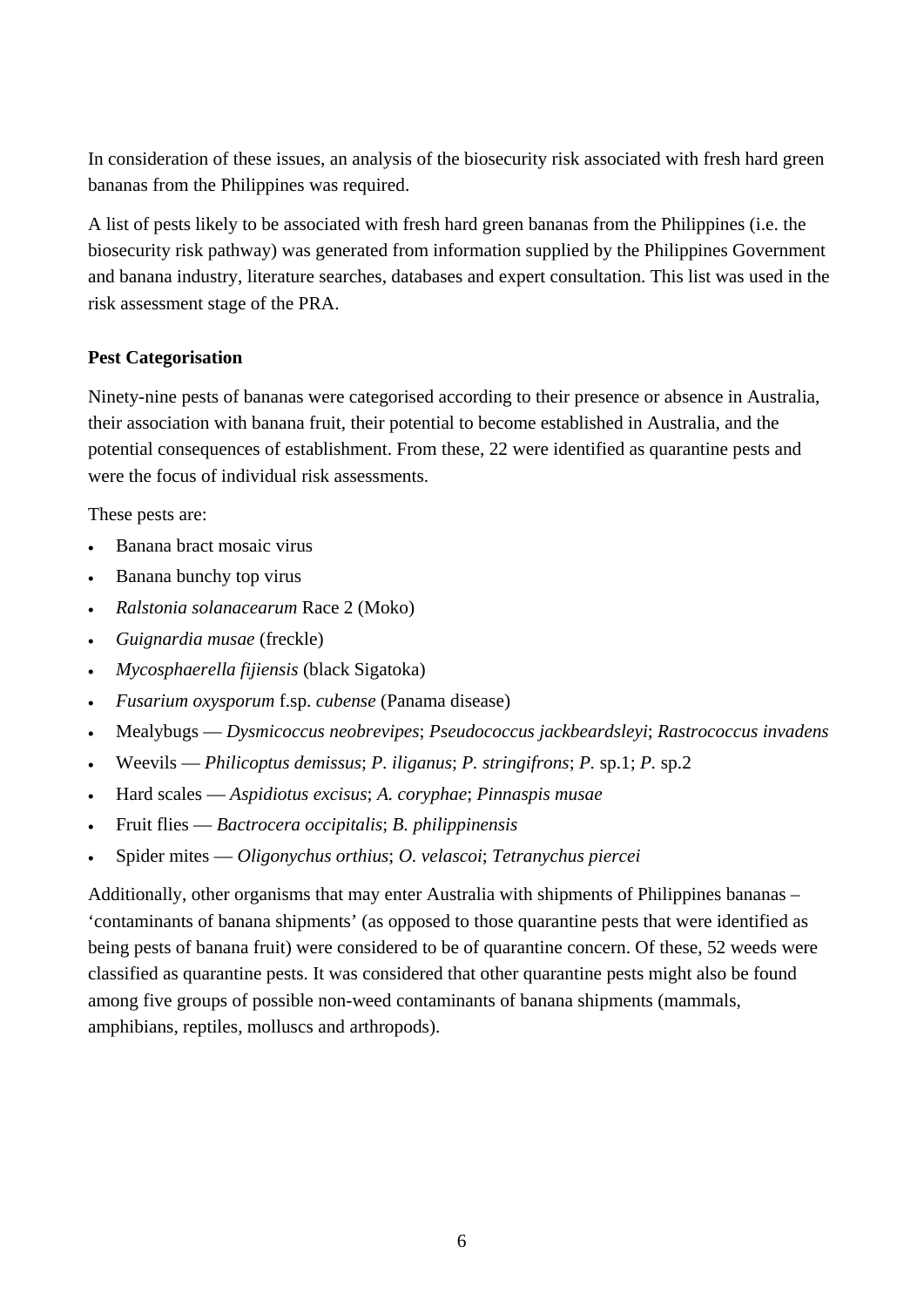In consideration of these issues, an analysis of the biosecurity risk associated with fresh hard green bananas from the Philippines was required.

A list of pests likely to be associated with fresh hard green bananas from the Philippines (i.e. the biosecurity risk pathway) was generated from information supplied by the Philippines Government and banana industry, literature searches, databases and expert consultation. This list was used in the risk assessment stage of the PRA.

**Pest Categorisation**

Ninety-nine pests of bananas were categorised according to their presence or absence in Australia, their association with banana fruit, their potential to become established in Australia, and the potential consequences of establishment. From these, 22 were identified as quarantine pests and were the focus of individual risk assessments.

These pests are:

- Banana bract mosaic virus
- Banana bunchy top virus
- *Ralstonia solanacearum* Race 2 (Moko)
- *Guignardia musae* (freckle)
- *Mycosphaerella fijiensis* (black Sigatoka)
- *Fusarium oxysporum* f.sp. *cubense* (Panama disease)
- Mealybugs — *Dysmicoccus neobrevipes*; *Pseudococcus jackbeardsleyi*; *Rastrococcus invadens*
- Weevils — *Philicoptus demissus*; *P. iliganus*; *P. stringifrons*; *P.* sp.1; *P.* sp.2
- Hard scales — *Aspidiotus excisus*; *A. coryphae*; *Pinnaspis musae*
- Fruit flies — *Bactrocera occipitalis*; *B. philippinensis*
- Spider mites — *Oligonychus orthius*; *O. velascoi*; *Tetranychus piercei*

Additionally, other organisms that may enter Australia with shipments of Philippines bananas – 'contaminants of banana shipments' (as opposed to those quarantine pests that were identified as being pests of banana fruit) were considered to be of quarantine concern. Of these, 52 weeds were classified as quarantine pests. It was considered that other quarantine pests might also be found among five groups of possible non-weed contaminants of banana shipments (mammals, amphibians, reptiles, molluscs and arthropods).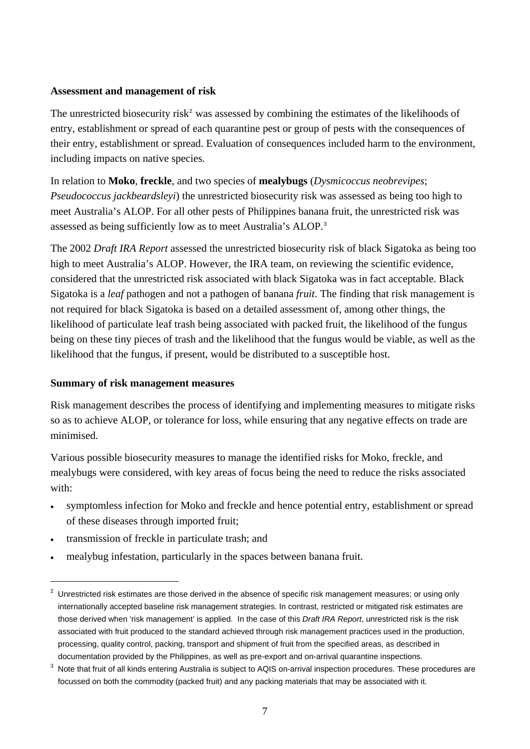**Assessment and management of risk**

The unrestricted biosecurity risk[2] was assessed by combining the estimates of the likelihoods of entry, establishment or spread of each quarantine pest or group of pests with the consequences of their entry, establishment or spread. Evaluation of consequences included harm to the environment, including impacts on native species.

In relation to **Moko**, **freckle**, and two species of **mealybugs** (*Dysmicoccus neobrevipes*; *Pseudococcus jackbeardsleyi*) the unrestricted biosecurity risk was assessed as being too high to meet Australia's ALOP. For all other pests of Philippines banana fruit, the unrestricted risk was assessed as being sufficiently low as to meet Australia's ALOP.[3]

The 2002 *Draft IRA Report* assessed the unrestricted biosecurity risk of black Sigatoka as being too high to meet Australia's ALOP. However, the IRA team, on reviewing the scientific evidence, considered that the unrestricted risk associated with black Sigatoka was in fact acceptable. Black Sigatoka is a *leaf* pathogen and not a pathogen of banana *fruit*. The finding that risk management is not required for black Sigatoka is based on a detailed assessment of, among other things, the likelihood of particulate leaf trash being associated with packed fruit, the likelihood of the fungus being on these tiny pieces of trash and the likelihood that the fungus would be viable, as well as the likelihood that the fungus, if present, would be distributed to a susceptible host.

**Summary of risk management measures**

Risk management describes the process of identifying and implementing measures to mitigate risks so as to achieve ALOP, or tolerance for loss, while ensuring that any negative effects on trade are minimised.

Various possible biosecurity measures to manage the identified risks for Moko, freckle, and mealybugs were considered, with key areas of focus being the need to reduce the risks associated with:

- symptomless infection for Moko and freckle and hence potential entry, establishment or spread of these diseases through imported fruit;
- transmission of freckle in particulate trash; and
- mealybug infestation, particularly in the spaces between banana fruit.

---

[2] Unrestricted risk estimates are those derived in the absence of specific risk management measures; or using only internationally accepted baseline risk management strategies. In contrast, restricted or mitigated risk estimates are those derived when 'risk management' is applied. In the case of this *Draft IRA Report*, unrestricted risk is the risk associated with fruit produced to the standard achieved through risk management practices used in the production, processing, quality control, packing, transport and shipment of fruit from the specified areas, as described in documentation provided by the Philippines, as well as pre-export and on-arrival quarantine inspections.

[3] Note that fruit of all kinds entering Australia is subject to AQIS on-arrival inspection procedures. These procedures are focussed on both the commodity (packed fruit) and any packing materials that may be associated with it.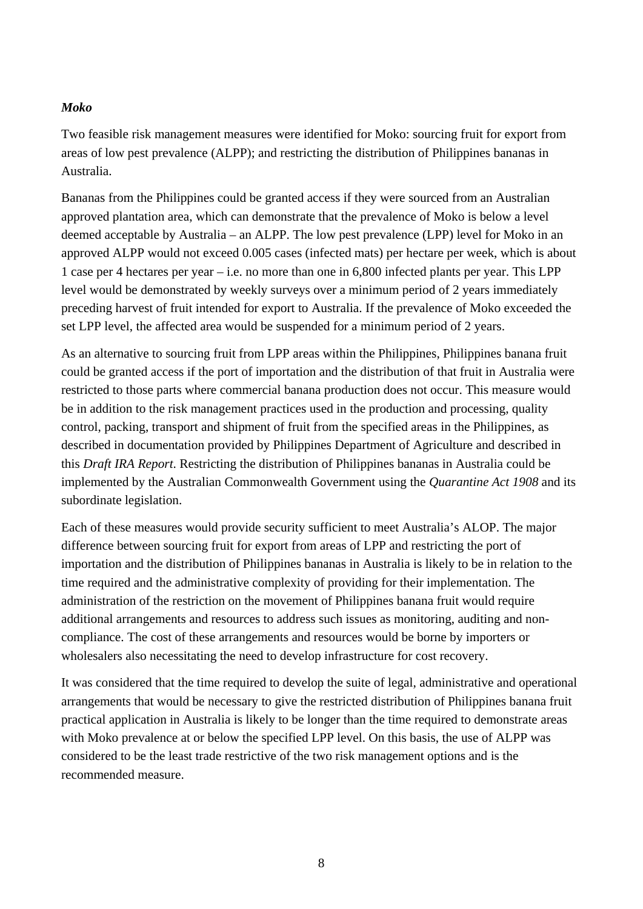***Moko***

Two feasible risk management measures were identified for Moko: sourcing fruit for export from areas of low pest prevalence (ALPP); and restricting the distribution of Philippines bananas in Australia.

Bananas from the Philippines could be granted access if they were sourced from an Australian approved plantation area, which can demonstrate that the prevalence of Moko is below a level deemed acceptable by Australia – an ALPP. The low pest prevalence (LPP) level for Moko in an approved ALPP would not exceed 0.005 cases (infected mats) per hectare per week, which is about 1 case per 4 hectares per year – i.e. no more than one in 6,800 infected plants per year. This LPP level would be demonstrated by weekly surveys over a minimum period of 2 years immediately preceding harvest of fruit intended for export to Australia. If the prevalence of Moko exceeded the set LPP level, the affected area would be suspended for a minimum period of 2 years.

As an alternative to sourcing fruit from LPP areas within the Philippines, Philippines banana fruit could be granted access if the port of importation and the distribution of that fruit in Australia were restricted to those parts where commercial banana production does not occur. This measure would be in addition to the risk management practices used in the production and processing, quality control, packing, transport and shipment of fruit from the specified areas in the Philippines, as described in documentation provided by Philippines Department of Agriculture and described in this *Draft IRA Report*. Restricting the distribution of Philippines bananas in Australia could be implemented by the Australian Commonwealth Government using the *Quarantine Act 1908* and its subordinate legislation.

Each of these measures would provide security sufficient to meet Australia's ALOP. The major difference between sourcing fruit for export from areas of LPP and restricting the port of importation and the distribution of Philippines bananas in Australia is likely to be in relation to the time required and the administrative complexity of providing for their implementation. The administration of the restriction on the movement of Philippines banana fruit would require additional arrangements and resources to address such issues as monitoring, auditing and non-compliance. The cost of these arrangements and resources would be borne by importers or wholesalers also necessitating the need to develop infrastructure for cost recovery.

It was considered that the time required to develop the suite of legal, administrative and operational arrangements that would be necessary to give the restricted distribution of Philippines banana fruit practical application in Australia is likely to be longer than the time required to demonstrate areas with Moko prevalence at or below the specified LPP level. On this basis, the use of ALPP was considered to be the least trade restrictive of the two risk management options and is the recommended measure.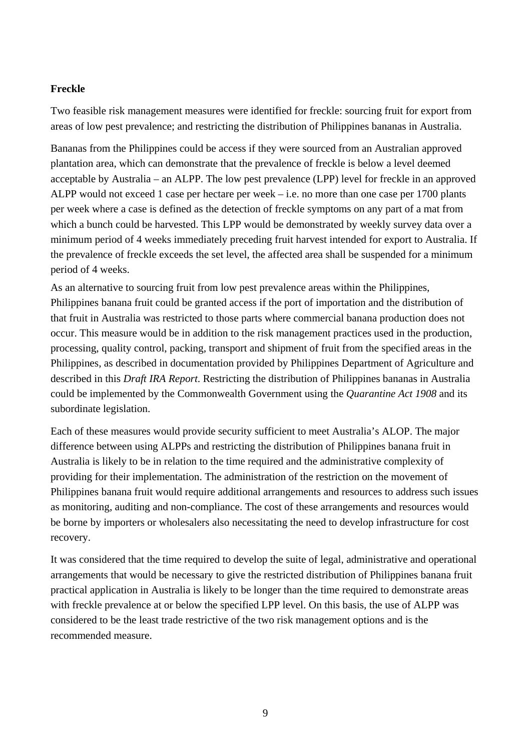**Freckle**

Two feasible risk management measures were identified for freckle: sourcing fruit for export from areas of low pest prevalence; and restricting the distribution of Philippines bananas in Australia.

Bananas from the Philippines could be access if they were sourced from an Australian approved plantation area, which can demonstrate that the prevalence of freckle is below a level deemed acceptable by Australia – an ALPP. The low pest prevalence (LPP) level for freckle in an approved ALPP would not exceed 1 case per hectare per week – i.e. no more than one case per 1700 plants per week where a case is defined as the detection of freckle symptoms on any part of a mat from which a bunch could be harvested. This LPP would be demonstrated by weekly survey data over a minimum period of 4 weeks immediately preceding fruit harvest intended for export to Australia. If the prevalence of freckle exceeds the set level, the affected area shall be suspended for a minimum period of 4 weeks.

As an alternative to sourcing fruit from low pest prevalence areas within the Philippines, Philippines banana fruit could be granted access if the port of importation and the distribution of that fruit in Australia was restricted to those parts where commercial banana production does not occur. This measure would be in addition to the risk management practices used in the production, processing, quality control, packing, transport and shipment of fruit from the specified areas in the Philippines, as described in documentation provided by Philippines Department of Agriculture and described in this *Draft IRA Report.* Restricting the distribution of Philippines bananas in Australia could be implemented by the Commonwealth Government using the *Quarantine Act 1908* and its subordinate legislation.

Each of these measures would provide security sufficient to meet Australia's ALOP. The major difference between using ALPPs and restricting the distribution of Philippines banana fruit in Australia is likely to be in relation to the time required and the administrative complexity of providing for their implementation. The administration of the restriction on the movement of Philippines banana fruit would require additional arrangements and resources to address such issues as monitoring, auditing and non-compliance. The cost of these arrangements and resources would be borne by importers or wholesalers also necessitating the need to develop infrastructure for cost recovery.

It was considered that the time required to develop the suite of legal, administrative and operational arrangements that would be necessary to give the restricted distribution of Philippines banana fruit practical application in Australia is likely to be longer than the time required to demonstrate areas with freckle prevalence at or below the specified LPP level. On this basis, the use of ALPP was considered to be the least trade restrictive of the two risk management options and is the recommended measure.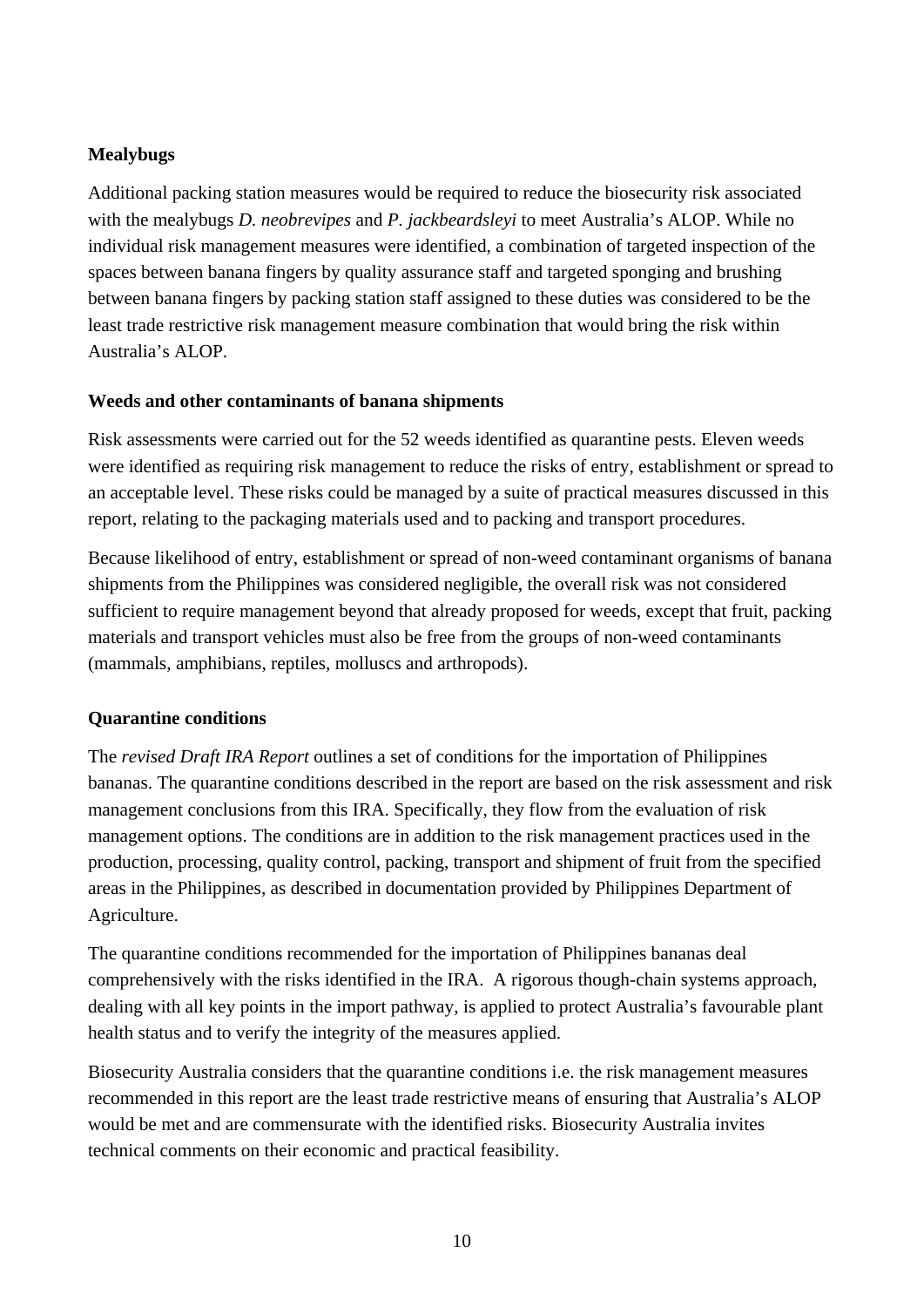**Mealybugs**

Additional packing station measures would be required to reduce the biosecurity risk associated with the mealybugs *D. neobrevipes* and *P. jackbeardsleyi* to meet Australia's ALOP. While no individual risk management measures were identified, a combination of targeted inspection of the spaces between banana fingers by quality assurance staff and targeted sponging and brushing between banana fingers by packing station staff assigned to these duties was considered to be the least trade restrictive risk management measure combination that would bring the risk within Australia's ALOP.

**Weeds and other contaminants of banana shipments**

Risk assessments were carried out for the 52 weeds identified as quarantine pests. Eleven weeds were identified as requiring risk management to reduce the risks of entry, establishment or spread to an acceptable level. These risks could be managed by a suite of practical measures discussed in this report, relating to the packaging materials used and to packing and transport procedures.

Because likelihood of entry, establishment or spread of non-weed contaminant organisms of banana shipments from the Philippines was considered negligible, the overall risk was not considered sufficient to require management beyond that already proposed for weeds, except that fruit, packing materials and transport vehicles must also be free from the groups of non-weed contaminants (mammals, amphibians, reptiles, molluscs and arthropods).

**Quarantine conditions**

The *revised Draft IRA Report* outlines a set of conditions for the importation of Philippines bananas. The quarantine conditions described in the report are based on the risk assessment and risk management conclusions from this IRA. Specifically, they flow from the evaluation of risk management options. The conditions are in addition to the risk management practices used in the production, processing, quality control, packing, transport and shipment of fruit from the specified areas in the Philippines, as described in documentation provided by Philippines Department of Agriculture.

The quarantine conditions recommended for the importation of Philippines bananas deal comprehensively with the risks identified in the IRA. A rigorous though-chain systems approach, dealing with all key points in the import pathway, is applied to protect Australia's favourable plant health status and to verify the integrity of the measures applied.

Biosecurity Australia considers that the quarantine conditions i.e. the risk management measures recommended in this report are the least trade restrictive means of ensuring that Australia's ALOP would be met and are commensurate with the identified risks. Biosecurity Australia invites technical comments on their economic and practical feasibility.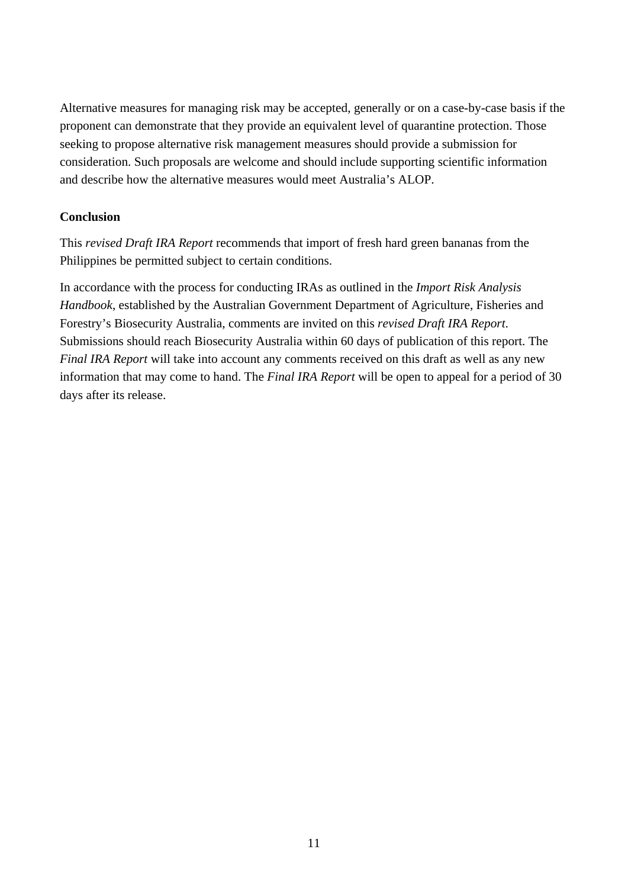Alternative measures for managing risk may be accepted, generally or on a case-by-case basis if the proponent can demonstrate that they provide an equivalent level of quarantine protection. Those seeking to propose alternative risk management measures should provide a submission for consideration. Such proposals are welcome and should include supporting scientific information and describe how the alternative measures would meet Australia's ALOP.

**Conclusion**

This *revised Draft IRA Report* recommends that import of fresh hard green bananas from the Philippines be permitted subject to certain conditions.

In accordance with the process for conducting IRAs as outlined in the *Import Risk Analysis Handbook*, established by the Australian Government Department of Agriculture, Fisheries and Forestry's Biosecurity Australia, comments are invited on this *revised Draft IRA Report*. Submissions should reach Biosecurity Australia within 60 days of publication of this report. The *Final IRA Report* will take into account any comments received on this draft as well as any new information that may come to hand. The *Final IRA Report* will be open to appeal for a period of 30 days after its release.